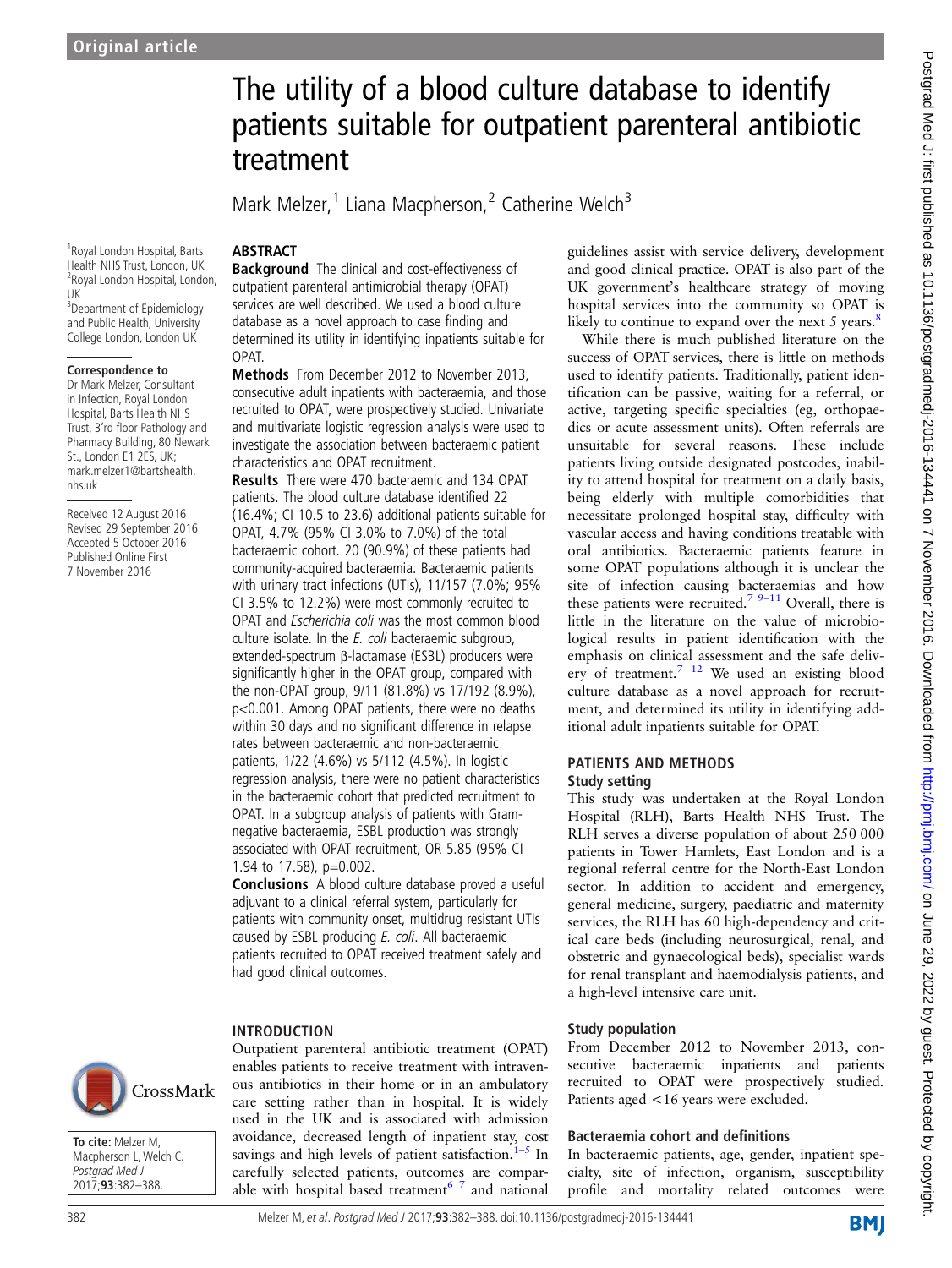# The utility of a blood culture database to identify patients suitable for outpatient parenteral antibiotic treatment

Mark Melzer,[1] Liana Macpherson,[2] Catherine Welch[3]

[1]Royal London Hospital, Barts Health NHS Trust, London, UK
[2]Royal London Hospital, London, UK
[3]Department of Epidemiology and Public Health, University College London, London UK

**Correspondence to**
Dr Mark Melzer, Consultant in Infection, Royal London Hospital, Barts Health NHS Trust, 3'rd floor Pathology and Pharmacy Building, 80 Newark St., London E1 2ES, UK; mark.melzer1@bartshealth.nhs.uk

Received 12 August 2016
Revised 29 September 2016
Accepted 5 October 2016
Published Online First 7 November 2016

**To cite:** Melzer M, Macpherson L, Welch C. *Postgrad Med J* 2017;**93**:382–388.

## ABSTRACT

**Background** The clinical and cost-effectiveness of outpatient parenteral antimicrobial therapy (OPAT) services are well described. We used a blood culture database as a novel approach to case finding and determined its utility in identifying inpatients suitable for OPAT.

**Methods** From December 2012 to November 2013, consecutive adult inpatients with bacteraemia, and those recruited to OPAT, were prospectively studied. Univariate and multivariate logistic regression analysis were used to investigate the association between bacteraemic patient characteristics and OPAT recruitment.

**Results** There were 470 bacteraemic and 134 OPAT patients. The blood culture database identified 22 (16.4%; CI 10.5 to 23.6) additional patients suitable for OPAT, 4.7% (95% CI 3.0% to 7.0%) of the total bacteraemic cohort. 20 (90.9%) of these patients had community-acquired bacteraemia. Bacteraemic patients with urinary tract infections (UTIs), 11/157 (7.0%; 95% CI 3.5% to 12.2%) were most commonly recruited to OPAT and *Escherichia coli* was the most common blood culture isolate. In the *E. coli* bacteraemic subgroup, extended-spectrum β-lactamase (ESBL) producers were significantly higher in the OPAT group, compared with the non-OPAT group, 9/11 (81.8%) vs 17/192 (8.9%), $p<0.001$. Among OPAT patients, there were no deaths within 30 days and no significant difference in relapse rates between bacteraemic and non-bacteraemic patients, 1/22 (4.6%) vs 5/112 (4.5%). In logistic regression analysis, there were no patient characteristics in the bacteraemic cohort that predicted recruitment to OPAT. In a subgroup analysis of patients with Gram-negative bacteraemia, ESBL production was strongly associated with OPAT recruitment, OR 5.85 (95% CI 1.94 to 17.58), $p=0.002$.

**Conclusions** A blood culture database proved a useful adjuvant to a clinical referral system, particularly for patients with community onset, multidrug resistant UTIs caused by ESBL producing *E. coli*. All bacteraemic patients recruited to OPAT received treatment safely and had good clinical outcomes.

## INTRODUCTION

Outpatient parenteral antibiotic treatment (OPAT) enables patients to receive treatment with intravenous antibiotics in their home or in an ambulatory care setting rather than in hospital. It is widely used in the UK and is associated with admission avoidance, decreased length of inpatient stay, cost savings and high levels of patient satisfaction.[1–5] In carefully selected patients, outcomes are comparable with hospital based treatment[6 7] and national guidelines assist with service delivery, development and good clinical practice. OPAT is also part of the UK government's healthcare strategy of moving hospital services into the community so OPAT is likely to continue to expand over the next 5 years.[8]

While there is much published literature on the success of OPAT services, there is little on methods used to identify patients. Traditionally, patient identification can be passive, waiting for a referral, or active, targeting specific specialties (eg, orthopaedics or acute assessment units). Often referrals are unsuitable for several reasons. These include patients living outside designated postcodes, inability to attend hospital for treatment on a daily basis, being elderly with multiple comorbidities that necessitate prolonged hospital stay, difficulty with vascular access and having conditions treatable with oral antibiotics. Bacteraemic patients feature in some OPAT populations although it is unclear the site of infection causing bacteraemias and how these patients were recruited.[7 9–11] Overall, there is little in the literature on the value of microbiological results in patient identification with the emphasis on clinical assessment and the safe delivery of treatment.[7 12] We used an existing blood culture database as a novel approach for recruitment, and determined its utility in identifying additional adult inpatients suitable for OPAT.

## PATIENTS AND METHODS

### Study setting

This study was undertaken at the Royal London Hospital (RLH), Barts Health NHS Trust. The RLH serves a diverse population of about 250 000 patients in Tower Hamlets, East London and is a regional referral centre for the North-East London sector. In addition to accident and emergency, general medicine, surgery, paediatric and maternity services, the RLH has 60 high-dependency and critical care beds (including neurosurgical, renal, and obstetric and gynaecological beds), specialist wards for renal transplant and haemodialysis patients, and a high-level intensive care unit.

### Study population

From December 2012 to November 2013, consecutive bacteraemic inpatients and patients recruited to OPAT were prospectively studied. Patients aged <16 years were excluded.

### Bacteraemia cohort and definitions

In bacteraemic patients, age, gender, inpatient specialty, site of infection, organism, susceptibility profile and mortality related outcomes were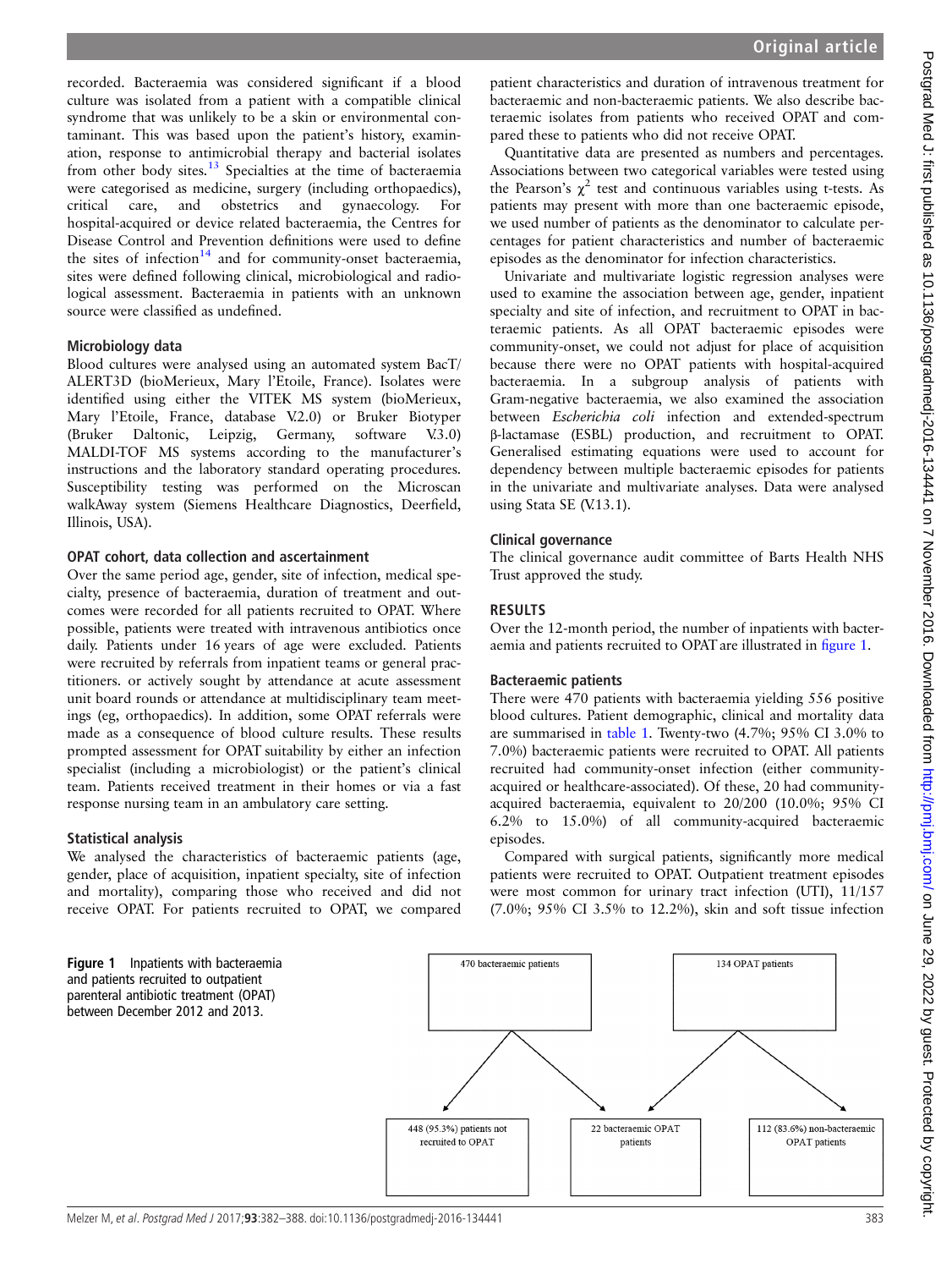recorded. Bacteraemia was considered significant if a blood culture was isolated from a patient with a compatible clinical syndrome that was unlikely to be a skin or environmental contaminant. This was based upon the patient's history, examination, response to antimicrobial therapy and bacterial isolates from other body sites.[13] Specialties at the time of bacteraemia were categorised as medicine, surgery (including orthopaedics), critical care, and obstetrics and gynaecology. For hospital-acquired or device related bacteraemia, the Centres for Disease Control and Prevention definitions were used to define the sites of infection[14] and for community-onset bacteraemia, sites were defined following clinical, microbiological and radiological assessment. Bacteraemia in patients with an unknown source were classified as undefined.

### Microbiology data

Blood cultures were analysed using an automated system BacT/ALERT3D (bioMerieux, Mary l'Etoile, France). Isolates were identified using either the VITEK MS system (bioMerieux, Mary l'Etoile, France, database V.2.0) or Bruker Biotyper (Bruker Daltonic, Leipzig, Germany, software V.3.0) MALDI-TOF MS systems according to the manufacturer's instructions and the laboratory standard operating procedures. Susceptibility testing was performed on the Microscan walkAway system (Siemens Healthcare Diagnostics, Deerfield, Illinois, USA).

### OPAT cohort, data collection and ascertainment

Over the same period age, gender, site of infection, medical specialty, presence of bacteraemia, duration of treatment and outcomes were recorded for all patients recruited to OPAT. Where possible, patients were treated with intravenous antibiotics once daily. Patients under 16 years of age were excluded. Patients were recruited by referrals from inpatient teams or general practitioners. or actively sought by attendance at acute assessment unit board rounds or attendance at multidisciplinary team meetings (eg, orthopaedics). In addition, some OPAT referrals were made as a consequence of blood culture results. These results prompted assessment for OPAT suitability by either an infection specialist (including a microbiologist) or the patient's clinical team. Patients received treatment in their homes or via a fast response nursing team in an ambulatory care setting.

### Statistical analysis

We analysed the characteristics of bacteraemic patients (age, gender, place of acquisition, inpatient specialty, site of infection and mortality), comparing those who received and did not receive OPAT. For patients recruited to OPAT, we compared patient characteristics and duration of intravenous treatment for bacteraemic and non-bacteraemic patients. We also describe bacteraemic isolates from patients who received OPAT and compared these to patients who did not receive OPAT.

Quantitative data are presented as numbers and percentages. Associations between two categorical variables were tested using the Pearson's $\chi^2$ test and continuous variables using t-tests. As patients may present with more than one bacteraemic episode, we used number of patients as the denominator to calculate percentages for patient characteristics and number of bacteraemic episodes as the denominator for infection characteristics.

Univariate and multivariate logistic regression analyses were used to examine the association between age, gender, inpatient specialty and site of infection, and recruitment to OPAT in bacteraemic patients. As all OPAT bacteraemic episodes were community-onset, we could not adjust for place of acquisition because there were no OPAT patients with hospital-acquired bacteraemia. In a subgroup analysis of patients with Gram-negative bacteraemia, we also examined the association between *Escherichia coli* infection and extended-spectrum β-lactamase (ESBL) production, and recruitment to OPAT. Generalised estimating equations were used to account for dependency between multiple bacteraemic episodes for patients in the univariate and multivariate analyses. Data were analysed using Stata SE (V.13.1).

### Clinical governance

The clinical governance audit committee of Barts Health NHS Trust approved the study.

## RESULTS

Over the 12-month period, the number of inpatients with bacteraemia and patients recruited to OPAT are illustrated in figure 1.

### Bacteraemic patients

There were 470 patients with bacteraemia yielding 556 positive blood cultures. Patient demographic, clinical and mortality data are summarised in table 1. Twenty-two (4.7%; 95% CI 3.0% to 7.0%) bacteraemic patients were recruited to OPAT. All patients recruited had community-onset infection (either community-acquired or healthcare-associated). Of these, 20 had community-acquired bacteraemia, equivalent to 20/200 (10.0%; 95% CI 6.2% to 15.0%) of all community-acquired bacteraemic episodes.

Compared with surgical patients, significantly more medical patients were recruited to OPAT. Outpatient treatment episodes were most common for urinary tract infection (UTI), 11/157 (7.0%; 95% CI 3.5% to 12.2%), skin and soft tissue infection

470 bacteraemic patients

134 OPAT patients

448 (95.3%) patients not recruited to OPAT

22 bacteraemic OPAT patients

112 (83.6%) non-bacteraemic OPAT patients

**Figure 1** Inpatients with bacteraemia and patients recruited to outpatient parenteral antibiotic treatment (OPAT) between December 2012 and 2013.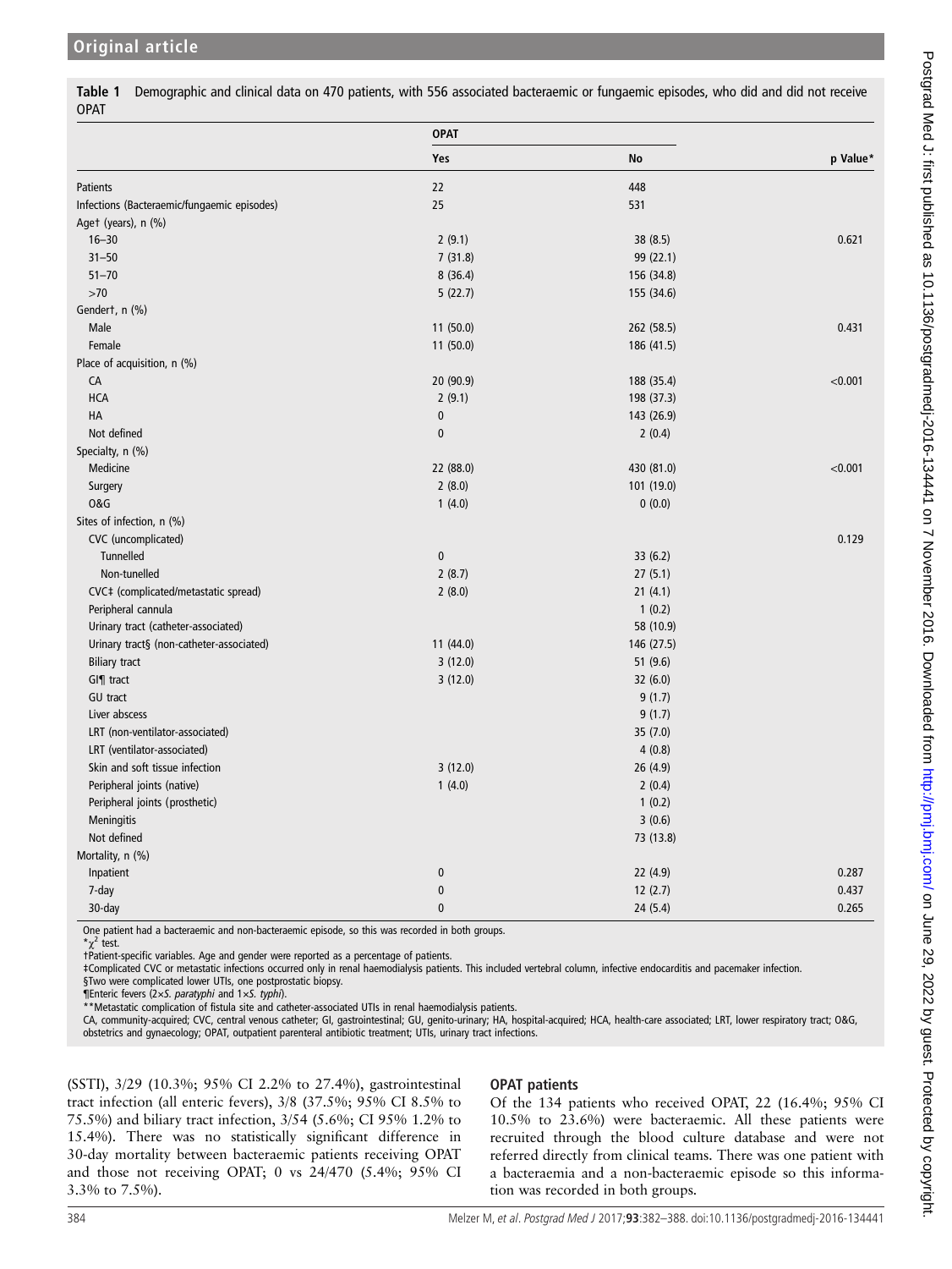**Table 1** Demographic and clinical data on 470 patients, with 556 associated bacteraemic or fungaemic episodes, who did and did not receive OPAT

| | OPAT | | |
|---|---|---|---|
| | Yes | No | p Value* |
| Patients | 22 | 448 | |
| Infections (Bacteraemic/fungaemic episodes) | 25 | 531 | |
| Age† (years), n (%) | | | |
| 16–30 | 2 (9.1) | 38 (8.5) | 0.621 |
| 31–50 | 7 (31.8) | 99 (22.1) | |
| 51–70 | 8 (36.4) | 156 (34.8) | |
| >70 | 5 (22.7) | 155 (34.6) | |
| Gender†, n (%) | | | |
| Male | 11 (50.0) | 262 (58.5) | 0.431 |
| Female | 11 (50.0) | 186 (41.5) | |
| Place of acquisition, n (%) | | | |
| CA | 20 (90.9) | 188 (35.4) | <0.001 |
| HCA | 2 (9.1) | 198 (37.3) | |
| HA | 0 | 143 (26.9) | |
| Not defined | 0 | 2 (0.4) | |
| Specialty, n (%) | | | |
| Medicine | 22 (88.0) | 430 (81.0) | <0.001 |
| Surgery | 2 (8.0) | 101 (19.0) | |
| O&G | 1 (4.0) | 0 (0.0) | |
| Sites of infection, n (%) | | | |
| CVC (uncomplicated) | | | 0.129 |
| Tunnelled | 0 | 33 (6.2) | |
| Non-tunelled | 2 (8.7) | 27 (5.1) | |
| CVC‡ (complicated/metastatic spread) | 2 (8.0) | 21 (4.1) | |
| Peripheral cannula | | 1 (0.2) | |
| Urinary tract (catheter-associated) | | 58 (10.9) | |
| Urinary tract§ (non-catheter-associated) | 11 (44.0) | 146 (27.5) | |
| Biliary tract | 3 (12.0) | 51 (9.6) | |
| GI¶ tract | 3 (12.0) | 32 (6.0) | |
| GU tract | | 9 (1.7) | |
| Liver abscess | | 9 (1.7) | |
| LRT (non-ventilator-associated) | | 35 (7.0) | |
| LRT (ventilator-associated) | | 4 (0.8) | |
| Skin and soft tissue infection | 3 (12.0) | 26 (4.9) | |
| Peripheral joints (native) | 1 (4.0) | 2 (0.4) | |
| Peripheral joints (prosthetic) | | 1 (0.2) | |
| Meningitis | | 3 (0.6) | |
| Not defined | | 73 (13.8) | |
| Mortality, n (%) | | | |
| Inpatient | 0 | 22 (4.9) | 0.287 |
| 7-day | 0 | 12 (2.7) | 0.437 |
| 30-day | 0 | 24 (5.4) | 0.265 |

One patient had a bacteraemic and non-bacteraemic episode, so this was recorded in both groups.
*$\chi^2$ test.
†Patient-specific variables. Age and gender were reported as a percentage of patients.
‡Complicated CVC or metastatic infections occurred only in renal haemodialysis patients. This included vertebral column, infective endocarditis and pacemaker infection.
§Two were complicated lower UTIs, one postprostatic biopsy.
¶Enteric fevers (2×*S. paratyphi* and 1×*S. typhi*).
**Metastatic complication of fistula site and catheter-associated UTIs in renal haemodialysis patients.
CA, community-acquired; CVC, central venous catheter; GI, gastrointestinal; GU, genito-urinary; HA, hospital-acquired; HCA, health-care associated; LRT, lower respiratory tract; O&G, obstetrics and gynaecology; OPAT, outpatient parenteral antibiotic treatment; UTIs, urinary tract infections.

(SSTI), 3/29 (10.3%; 95% CI 2.2% to 27.4%), gastrointestinal tract infection (all enteric fevers), 3/8 (37.5%; 95% CI 8.5% to 75.5%) and biliary tract infection, 3/54 (5.6%; CI 95% 1.2% to 15.4%). There was no statistically significant difference in 30-day mortality between bacteraemic patients receiving OPAT and those not receiving OPAT; 0 vs 24/470 (5.4%; 95% CI 3.3% to 7.5%).

### OPAT patients

Of the 134 patients who received OPAT, 22 (16.4%; 95% CI 10.5% to 23.6%) were bacteraemic. All these patients were recruited through the blood culture database and were not referred directly from clinical teams. There was one patient with a bacteraemia and a non-bacteraemic episode so this information was recorded in both groups.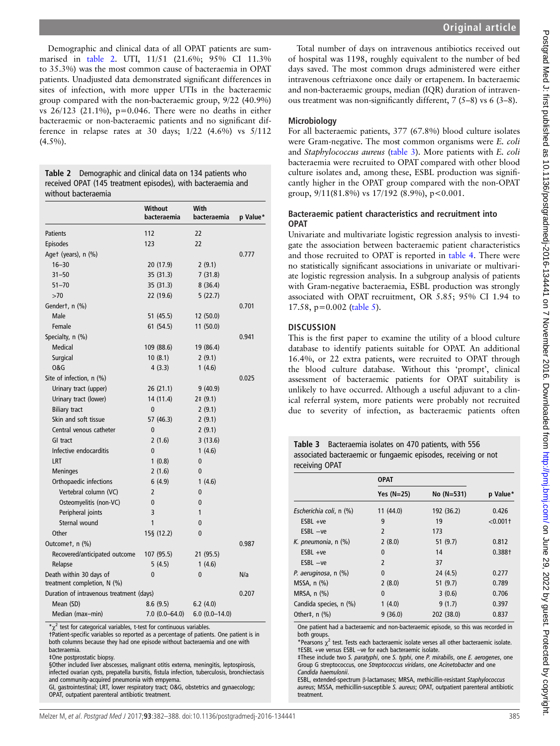Demographic and clinical data of all OPAT patients are summarised in table 2. UTI, 11/51 (21.6%; 95% CI 11.3% to 35.3%) was the most common cause of bacteraemia in OPAT patients. Unadjusted data demonstrated significant differences in sites of infection, with more upper UTIs in the bacteraemic group compared with the non-bacteraemic group, 9/22 (40.9%) vs 26/123 (21.1%), p=0.046. There were no deaths in either bacteraemic or non-bacteraemic patients and no significant difference in relapse rates at 30 days; 1/22 (4.6%) vs 5/112 (4.5%).

**Table 2** Demographic and clinical data on 134 patients who received OPAT (145 treatment episodes), with bacteraemia and without bacteraemia

| | Without bacteraemia | With bacteraemia | p Value* |
|---|---|---|---|
| Patients | 112 | 22 | |
| Episodes | 123 | 22 | |
| Age† (years), n (%) | | | 0.777 |
| 16–30 | 20 (17.9) | 2 (9.1) | |
| 31–50 | 35 (31.3) | 7 (31.8) | |
| 51–70 | 35 (31.3) | 8 (36.4) | |
| >70 | 22 (19.6) | 5 (22.7) | |
| Gender†, n (%) | | | 0.701 |
| Male | 51 (45.5) | 12 (50.0) | |
| Female | 61 (54.5) | 11 (50.0) | |
| Specialty, n (%) | | | 0.941 |
| Medical | 109 (88.6) | 19 (86.4) | |
| Surgical | 10 (8.1) | 2 (9.1) | |
| O&G | 4 (3.3) | 1 (4.6) | |
| Site of infection, n (%) | | | 0.025 |
| Urinary tract (upper) | 26 (21.1) | 9 (40.9) | |
| Urinary tract (lower) | 14 (11.4) | 2‡ (9.1) | |
| Biliary tract | 0 | 2 (9.1) | |
| Skin and soft tissue | 57 (46.3) | 2 (9.1) | |
| Central venous catheter | 0 | 2 (9.1) | |
| GI tract | 2 (1.6) | 3 (13.6) | |
| Infective endocarditis | 0 | 1 (4.6) | |
| LRT | 1 (0.8) | 0 | |
| Meninges | 2 (1.6) | 0 | |
| Orthopaedic infections | 6 (4.9) | 1 (4.6) | |
| Vertebral column (VC) | 2 | 0 | |
| Osteomyelitis (non-VC) | 0 | 0 | |
| Peripheral joints | 3 | 1 | |
| Sternal wound | 1 | 0 | |
| Other | 15§ (12.2) | 0 | |
| Outcome†, n (%) | | | 0.987 |
| Recovered/anticipated outcome | 107 (95.5) | 21 (95.5) | |
| Relapse | 5 (4.5) | 1 (4.6) | |
| Death within 30 days of treatment completion, N (%) | 0 | 0 | N/a |
| Duration of intravenous treatment (days) | | | 0.207 |
| Mean (SD) | 8.6 (9.5) | 6.2 (4.0) | |
| Median (max–min) | 7.0 (0.0–64.0) | 6.0 (0.0–14.0) | |

*$\chi^2$ test for categorical variables, t-test for continuous variables.
†Patient-specific variables so reported as a percentage of patients. One patient is in both columns because they had one episode without bacteraemia and one with bacteraemia.
‡One postprostatic biopsy.
§Other included liver abscesses, malignant otitis externa, meningitis, leptospirosis, infected ovarian cysts, prepatella bursitis, fistula infection, tuberculosis, bronchiectasis and community-acquired pneumonia with empyema.
GI, gastrointestinal; LRT, lower respiratory tract; O&G, obstetrics and gynaecology; OPAT, outpatient parenteral antibiotic treatment.

Total number of days on intravenous antibiotics received out of hospital was 1198, roughly equivalent to the number of bed days saved. The most common drugs administered were either intravenous ceftriaxone once daily or ertapenem. In bacteraemic and non-bacteraemic groups, median (IQR) duration of intravenous treatment was non-significantly different, 7 (5–8) vs 6 (3–8).

## Microbiology

For all bacteraemic patients, 377 (67.8%) blood culture isolates were Gram-negative. The most common organisms were *E. coli* and *Staphylococcus aureus* (table 3). More patients with *E. coli* bacteraemia were recruited to OPAT compared with other blood culture isolates and, among these, ESBL production was significantly higher in the OPAT group compared with the non-OPAT group, 9/11(81.8%) vs 17/192 (8.9%), p<0.001.

## Bacteraemic patient characteristics and recruitment into OPAT

Univariate and multivariate logistic regression analysis to investigate the association between bacteraemic patient characteristics and those recruited to OPAT is reported in table 4. There were no statistically significant associations in univariate or multivariate logistic regression analysis. In a subgroup analysis of patients with Gram-negative bacteraemia, ESBL production was strongly associated with OPAT recruitment, OR 5.85; 95% CI 1.94 to 17.58, p=0.002 (table 5).

## DISCUSSION

This is the first paper to examine the utility of a blood culture database to identify patients suitable for OPAT. An additional 16.4%, or 22 extra patients, were recruited to OPAT through the blood culture database. Without this 'prompt', clinical assessment of bacteraemic patients for OPAT suitability is unlikely to have occurred. Although a useful adjuvant to a clinical referral system, more patients were probably not recruited due to severity of infection, as bacteraemic patients often

**Table 3** Bacteraemia isolates on 470 patients, with 556 associated bacteraemic or fungaemic episodes, receiving or not receiving OPAT

| | OPAT | | |
|---|---|---|---|
| | Yes (N=25) | No (N=531) | p Value* |
| *Escherichia coli*, n (%) | 11 (44.0) | 192 (36.2) | 0.426 |
| ESBL +ve | 9 | 19 | <0.001† |
| ESBL −ve | 2 | 173 | |
| *K. pneumonia*, n (%) | 2 (8.0) | 51 (9.7) | 0.812 |
| ESBL +ve | 0 | 14 | 0.388† |
| ESBL −ve | 2 | 37 | |
| *P. aeruginosa*, n (%) | 0 | 24 (4.5) | 0.277 |
| MSSA, n (%) | 2 (8.0) | 51 (9.7) | 0.789 |
| MRSA, n (%) | 0 | 3 (0.6) | 0.706 |
| Candida species, n (%) | 1 (4.0) | 9 (1.7) | 0.397 |
| Other‡, n (%) | 9 (36.0) | 202 (38.0) | 0.837 |

One patient had a bacteraemic and non-bacteraemic episode, so this was recorded in both groups.
*Pearsons $\chi^2$ test. Tests each bacteraemic isolate verses all other bacteraemic isolate.
†ESBL +ve versus ESBL −ve for each bacteraemic isolate.
‡These include two *S. paratyphi*, one *S. typhi*, one *P. mirabilis*, one *E. aerogenes*, one Group G streptococcus, one *Streptococcus viridans*, one *Acinetobacter* and one *Candida haemulonii*.
ESBL, extended-spectrum β-lactamases; MRSA, methicillin-resistant *Staphylococcus aureus*; MSSA, methicillin-susceptible *S. aureus*; OPAT, outpatient parenteral antibiotic treatment.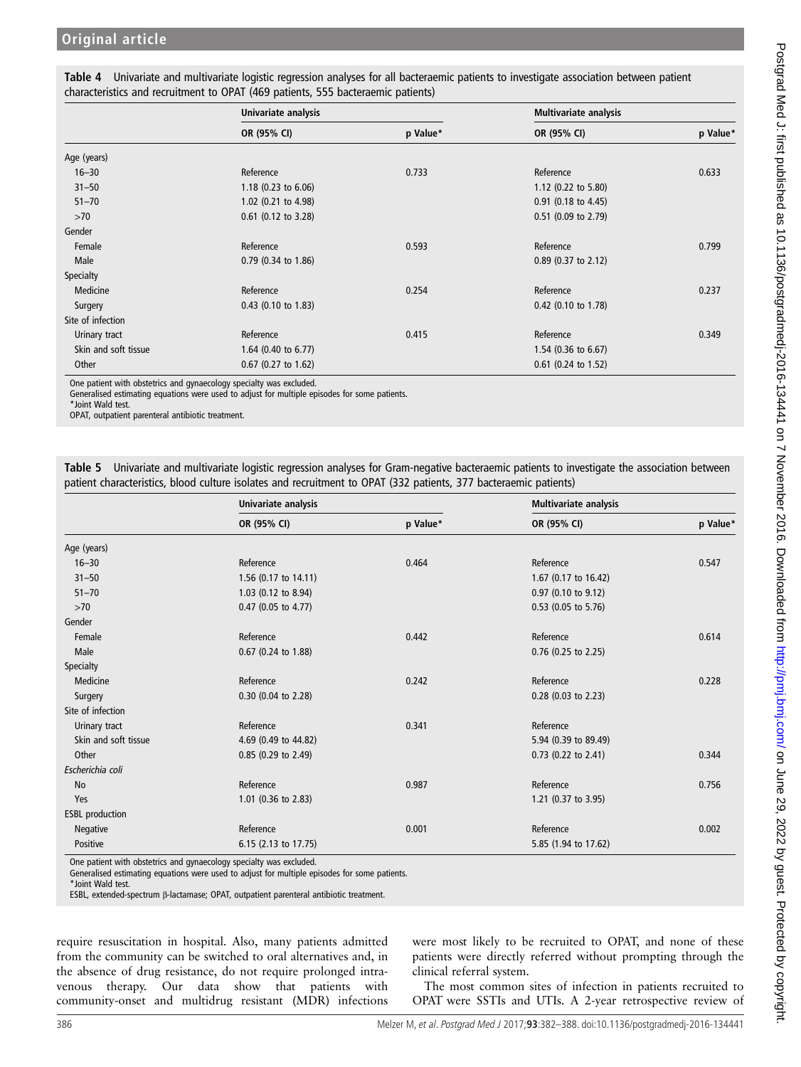**Table 4** Univariate and multivariate logistic regression analyses for all bacteraemic patients to investigate association between patient characteristics and recruitment to OPAT (469 patients, 555 bacteraemic patients)

| | Univariate analysis | | Multivariate analysis | |
|---|---|---|---|---|
| | OR (95% CI) | p Value* | OR (95% CI) | p Value* |
| Age (years) | | | | |
| 16–30 | Reference | 0.733 | Reference | 0.633 |
| 31–50 | 1.18 (0.23 to 6.06) | | 1.12 (0.22 to 5.80) | |
| 51–70 | 1.02 (0.21 to 4.98) | | 0.91 (0.18 to 4.45) | |
| >70 | 0.61 (0.12 to 3.28) | | 0.51 (0.09 to 2.79) | |
| Gender | | | | |
| Female | Reference | 0.593 | Reference | 0.799 |
| Male | 0.79 (0.34 to 1.86) | | 0.89 (0.37 to 2.12) | |
| Specialty | | | | |
| Medicine | Reference | 0.254 | Reference | 0.237 |
| Surgery | 0.43 (0.10 to 1.83) | | 0.42 (0.10 to 1.78) | |
| Site of infection | | | | |
| Urinary tract | Reference | 0.415 | Reference | 0.349 |
| Skin and soft tissue | 1.64 (0.40 to 6.77) | | 1.54 (0.36 to 6.67) | |
| Other | 0.67 (0.27 to 1.62) | | 0.61 (0.24 to 1.52) | |

One patient with obstetrics and gynaecology specialty was excluded.
Generalised estimating equations were used to adjust for multiple episodes for some patients.
*Joint Wald test.
OPAT, outpatient parenteral antibiotic treatment.

**Table 5** Univariate and multivariate logistic regression analyses for Gram-negative bacteraemic patients to investigate the association between patient characteristics, blood culture isolates and recruitment to OPAT (332 patients, 377 bacteraemic patients)

| | Univariate analysis | | Multivariate analysis | |
|---|---|---|---|---|
| | OR (95% CI) | p Value* | OR (95% CI) | p Value* |
| Age (years) | | | | |
| 16–30 | Reference | 0.464 | Reference | 0.547 |
| 31–50 | 1.56 (0.17 to 14.11) | | 1.67 (0.17 to 16.42) | |
| 51–70 | 1.03 (0.12 to 8.94) | | 0.97 (0.10 to 9.12) | |
| >70 | 0.47 (0.05 to 4.77) | | 0.53 (0.05 to 5.76) | |
| Gender | | | | |
| Female | Reference | 0.442 | Reference | 0.614 |
| Male | 0.67 (0.24 to 1.88) | | 0.76 (0.25 to 2.25) | |
| Specialty | | | | |
| Medicine | Reference | 0.242 | Reference | 0.228 |
| Surgery | 0.30 (0.04 to 2.28) | | 0.28 (0.03 to 2.23) | |
| Site of infection | | | | |
| Urinary tract | Reference | 0.341 | Reference | |
| Skin and soft tissue | 4.69 (0.49 to 44.82) | | 5.94 (0.39 to 89.49) | |
| Other | 0.85 (0.29 to 2.49) | | 0.73 (0.22 to 2.41) | 0.344 |
| *Escherichia coli* | | | | |
| No | Reference | 0.987 | Reference | 0.756 |
| Yes | 1.01 (0.36 to 2.83) | | 1.21 (0.37 to 3.95) | |
| ESBL production | | | | |
| Negative | Reference | 0.001 | Reference | 0.002 |
| Positive | 6.15 (2.13 to 17.75) | | 5.85 (1.94 to 17.62) | |

One patient with obstetrics and gynaecology specialty was excluded.
Generalised estimating equations were used to adjust for multiple episodes for some patients.
*Joint Wald test.
ESBL, extended-spectrum β-lactamase; OPAT, outpatient parenteral antibiotic treatment.

require resuscitation in hospital. Also, many patients admitted from the community can be switched to oral alternatives and, in the absence of drug resistance, do not require prolonged intravenous therapy. Our data show that patients with community-onset and multidrug resistant (MDR) infections were most likely to be recruited to OPAT, and none of these patients were directly referred without prompting through the clinical referral system.

The most common sites of infection in patients recruited to OPAT were SSTIs and UTIs. A 2-year retrospective review of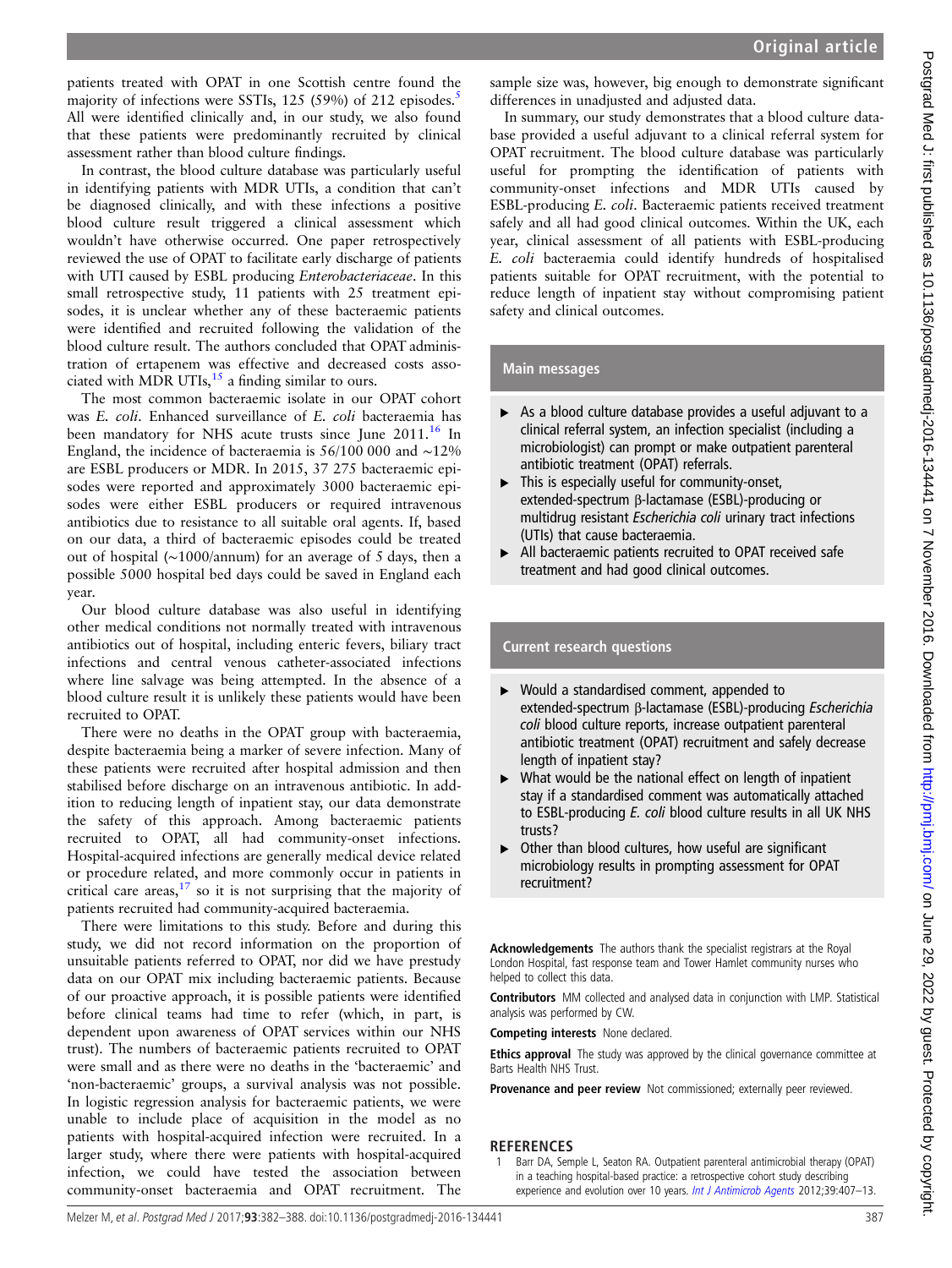patients treated with OPAT in one Scottish centre found the majority of infections were SSTIs, 125 (59%) of 212 episodes.[5] All were identified clinically and, in our study, we also found that these patients were predominantly recruited by clinical assessment rather than blood culture findings.

In contrast, the blood culture database was particularly useful in identifying patients with MDR UTIs, a condition that can't be diagnosed clinically, and with these infections a positive blood culture result triggered a clinical assessment which wouldn't have otherwise occurred. One paper retrospectively reviewed the use of OPAT to facilitate early discharge of patients with UTI caused by ESBL producing *Enterobacteriaceae*. In this small retrospective study, 11 patients with 25 treatment episodes, it is unclear whether any of these bacteraemic patients were identified and recruited following the validation of the blood culture result. The authors concluded that OPAT administration of ertapenem was effective and decreased costs associated with MDR UTIs,[15] a finding similar to ours.

The most common bacteraemic isolate in our OPAT cohort was *E. coli*. Enhanced surveillance of *E. coli* bacteraemia has been mandatory for NHS acute trusts since June 2011.[16] In England, the incidence of bacteraemia is 56/100 000 and ~12% are ESBL producers or MDR. In 2015, 37 275 bacteraemic episodes were reported and approximately 3000 bacteraemic episodes were either ESBL producers or required intravenous antibiotics due to resistance to all suitable oral agents. If, based on our data, a third of bacteraemic episodes could be treated out of hospital (~1000/annum) for an average of 5 days, then a possible 5000 hospital bed days could be saved in England each year.

Our blood culture database was also useful in identifying other medical conditions not normally treated with intravenous antibiotics out of hospital, including enteric fevers, biliary tract infections and central venous catheter-associated infections where line salvage was being attempted. In the absence of a blood culture result it is unlikely these patients would have been recruited to OPAT.

There were no deaths in the OPAT group with bacteraemia, despite bacteraemia being a marker of severe infection. Many of these patients were recruited after hospital admission and then stabilised before discharge on an intravenous antibiotic. In addition to reducing length of inpatient stay, our data demonstrate the safety of this approach. Among bacteraemic patients recruited to OPAT, all had community-onset infections. Hospital-acquired infections are generally medical device related or procedure related, and more commonly occur in patients in critical care areas,[17] so it is not surprising that the majority of patients recruited had community-acquired bacteraemia.

There were limitations to this study. Before and during this study, we did not record information on the proportion of unsuitable patients referred to OPAT, nor did we have prestudy data on our OPAT mix including bacteraemic patients. Because of our proactive approach, it is possible patients were identified before clinical teams had time to refer (which, in part, is dependent upon awareness of OPAT services within our NHS trust). The numbers of bacteraemic patients recruited to OPAT were small and as there were no deaths in the 'bacteraemic' and 'non-bacteraemic' groups, a survival analysis was not possible. In logistic regression analysis for bacteraemic patients, we were unable to include place of acquisition in the model as no patients with hospital-acquired infection were recruited. In a larger study, where there were patients with hospital-acquired infection, we could have tested the association between community-onset bacteraemia and OPAT recruitment. The sample size was, however, big enough to demonstrate significant differences in unadjusted and adjusted data.

In summary, our study demonstrates that a blood culture database provided a useful adjuvant to a clinical referral system for OPAT recruitment. The blood culture database was particularly useful for prompting the identification of patients with community-onset infections and MDR UTIs caused by ESBL-producing *E. coli*. Bacteraemic patients received treatment safely and all had good clinical outcomes. Within the UK, each year, clinical assessment of all patients with ESBL-producing *E. coli* bacteraemia could identify hundreds of hospitalised patients suitable for OPAT recruitment, with the potential to reduce length of inpatient stay without compromising patient safety and clinical outcomes.

## Main messages

- As a blood culture database provides a useful adjuvant to a clinical referral system, an infection specialist (including a microbiologist) can prompt or make outpatient parenteral antibiotic treatment (OPAT) referrals.
- This is especially useful for community-onset, extended-spectrum β-lactamase (ESBL)-producing or multidrug resistant *Escherichia coli* urinary tract infections (UTIs) that cause bacteraemia.
- All bacteraemic patients recruited to OPAT received safe treatment and had good clinical outcomes.

## Current research questions

- Would a standardised comment, appended to extended-spectrum β-lactamase (ESBL)-producing *Escherichia coli* blood culture reports, increase outpatient parenteral antibiotic treatment (OPAT) recruitment and safely decrease length of inpatient stay?
- What would be the national effect on length of inpatient stay if a standardised comment was automatically attached to ESBL-producing *E. coli* blood culture results in all UK NHS trusts?
- Other than blood cultures, how useful are significant microbiology results in prompting assessment for OPAT recruitment?

**Acknowledgements** The authors thank the specialist registrars at the Royal London Hospital, fast response team and Tower Hamlet community nurses who helped to collect this data.

**Contributors** MM collected and analysed data in conjunction with LMP. Statistical analysis was performed by CW.

**Competing interests** None declared.

**Ethics approval** The study was approved by the clinical governance committee at Barts Health NHS Trust.

**Provenance and peer review** Not commissioned; externally peer reviewed.

## REFERENCES

1 Barr DA, Semple L, Seaton RA. Outpatient parenteral antimicrobial therapy (OPAT) in a teaching hospital-based practice: a retrospective cohort study describing experience and evolution over 10 years. *Int J Antimicrob Agents* 2012;39:407–13.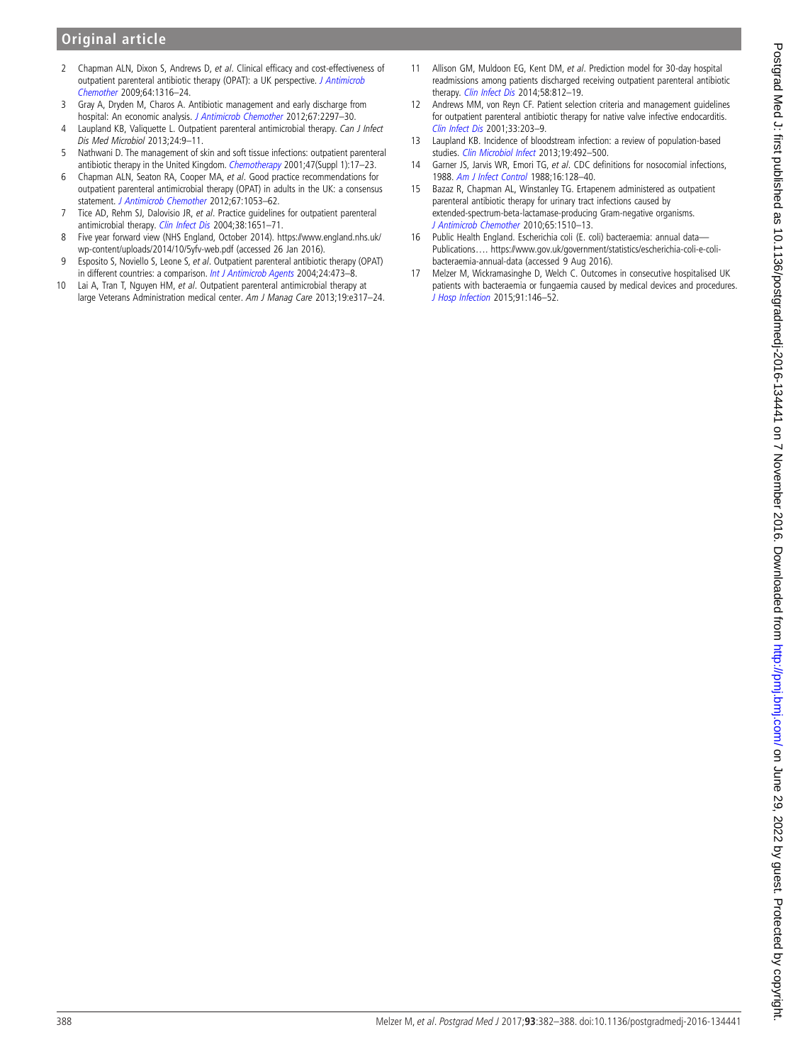2. Chapman ALN, Dixon S, Andrews D, *et al*. Clinical efficacy and cost-effectiveness of outpatient parenteral antibiotic therapy (OPAT): a UK perspective. *J Antimicrob Chemother* 2009;64:1316–24.
3. Gray A, Dryden M, Charos A. Antibiotic management and early discharge from hospital: An economic analysis. *J Antimicrob Chemother* 2012;67:2297–30.
4. Laupland KB, Valiquette L. Outpatient parenteral antimicrobial therapy. *Can J Infect Dis Med Microbiol* 2013;24:9–11.
5. Nathwani D. The management of skin and soft tissue infections: outpatient parenteral antibiotic therapy in the United Kingdom. *Chemotherapy* 2001;47(Suppl 1):17–23.
6. Chapman ALN, Seaton RA, Cooper MA, *et al*. Good practice recommendations for outpatient parenteral antimicrobial therapy (OPAT) in adults in the UK: a consensus statement. *J Antimicrob Chemother* 2012;67:1053–62.
7. Tice AD, Rehm SJ, Dalovisio JR, *et al*. Practice guidelines for outpatient parenteral antimicrobial therapy. *Clin Infect Dis* 2004;38:1651–71.
8. Five year forward view (NHS England, October 2014). https://www.england.nhs.uk/wp-content/uploads/2014/10/5yfv-web.pdf (accessed 26 Jan 2016).
9. Esposito S, Noviello S, Leone S, *et al*. Outpatient parenteral antibiotic therapy (OPAT) in different countries: a comparison. *Int J Antimicrob Agents* 2004;24:473–8.
10. Lai A, Tran T, Nguyen HM, *et al*. Outpatient parenteral antimicrobial therapy at large Veterans Administration medical center. *Am J Manag Care* 2013;19:e317–24.
11. Allison GM, Muldoon EG, Kent DM, *et al*. Prediction model for 30-day hospital readmissions among patients discharged receiving outpatient parenteral antibiotic therapy. *Clin Infect Dis* 2014;58:812–19.
12. Andrews MM, von Reyn CF. Patient selection criteria and management guidelines for outpatient parenteral antibiotic therapy for native valve infective endocarditis. *Clin Infect Dis* 2001;33:203–9.
13. Laupland KB. Incidence of bloodstream infection: a review of population-based studies. *Clin Microbiol Infect* 2013;19:492–500.
14. Garner JS, Jarvis WR, Emori TG, *et al*. CDC definitions for nosocomial infections, 1988. *Am J Infect Control* 1988;16:128–40.
15. Bazaz R, Chapman AL, Winstanley TG. Ertapenem administered as outpatient parenteral antibiotic therapy for urinary tract infections caused by extended-spectrum-beta-lactamase-producing Gram-negative organisms. *J Antimicrob Chemother* 2010;65:1510–13.
16. Public Health England. Escherichia coli (E. coli) bacteraemia: annual data— Publications…. https://www.gov.uk/government/statistics/escherichia-coli-e-coli-bacteraemia-annual-data (accessed 9 Aug 2016).
17. Melzer M, Wickramasinghe D, Welch C. Outcomes in consecutive hospitalised UK patients with bacteraemia or fungaemia caused by medical devices and procedures. *J Hosp Infection* 2015;91:146–52.